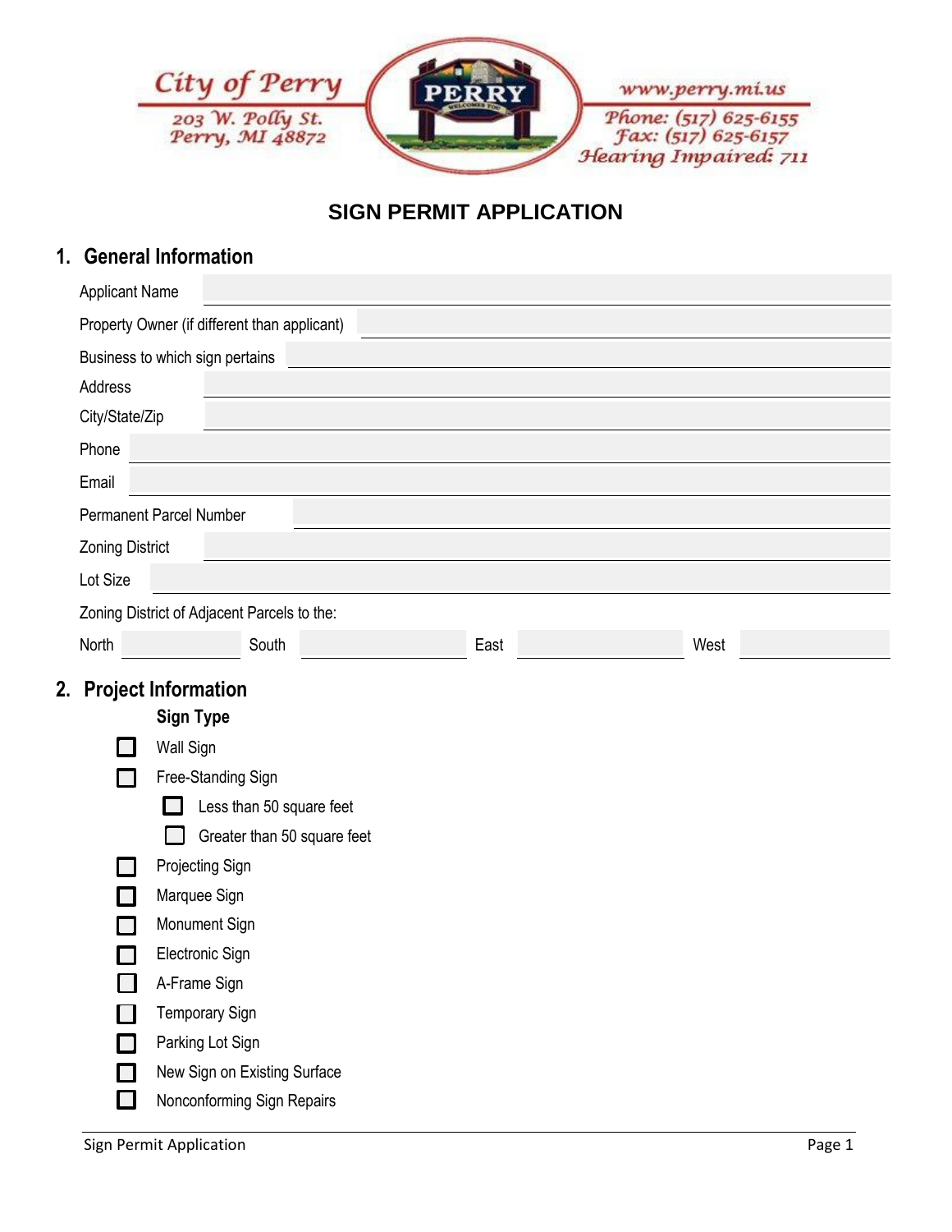City of Perry
203 W. Polly St.
Perry, MI 48872

www.perry.mi.us
Phone: (517) 625-6155
Fax: (517) 625-6157
Hearing Impaired: 711

# SIGN PERMIT APPLICATION

## 1. General Information

Applicant Name \_\_\_\_\_\_\_\_\_\_

Property Owner (if different than applicant) \_\_\_\_\_\_\_\_\_\_

Business to which sign pertains \_\_\_\_\_\_\_\_\_\_

Address \_\_\_\_\_\_\_\_\_\_

City/State/Zip \_\_\_\_\_\_\_\_\_\_

Phone \_\_\_\_\_\_\_\_\_\_

Email \_\_\_\_\_\_\_\_\_\_

Permanent Parcel Number \_\_\_\_\_\_\_\_\_\_

Zoning District \_\_\_\_\_\_\_\_\_\_

Lot Size \_\_\_\_\_\_\_\_\_\_

Zoning District of Adjacent Parcels to the:

North \_\_\_\_\_\_ South \_\_\_\_\_\_ East \_\_\_\_\_\_ West \_\_\_\_\_\_

## 2. Project Information

### Sign Type

- ☐ Wall Sign
- ☐ Free-Standing Sign
  - ☐ Less than 50 square feet
  - ☐ Greater than 50 square feet
- ☐ Projecting Sign
- ☐ Marquee Sign
- ☐ Monument Sign
- ☐ Electronic Sign
- ☐ A-Frame Sign
- ☐ Temporary Sign
- ☐ Parking Lot Sign
- ☐ New Sign on Existing Surface
- ☐ Nonconforming Sign Repairs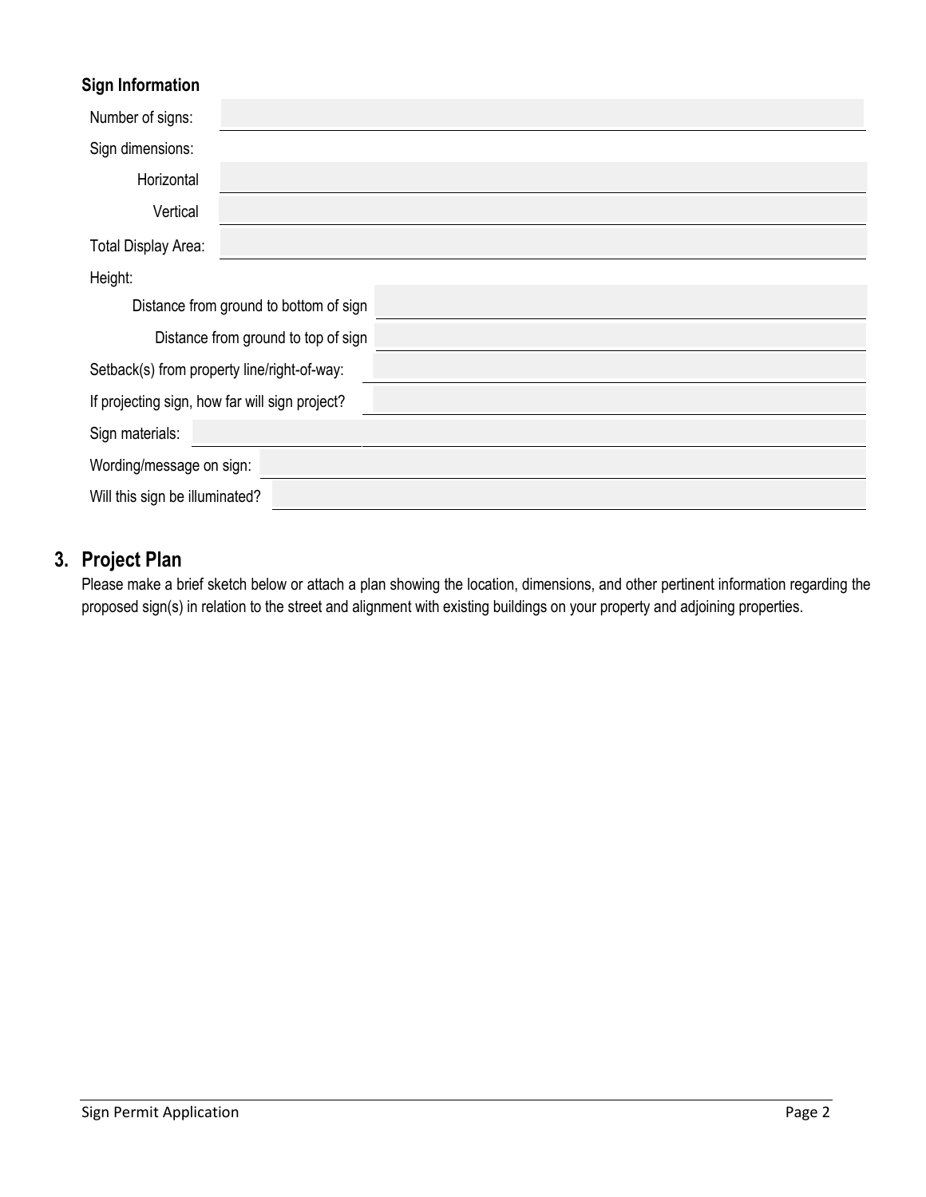### Sign Information

Number of signs:

Sign dimensions:

Horizontal

Vertical

Total Display Area:

Height:

Distance from ground to bottom of sign

Distance from ground to top of sign

Setback(s) from property line/right-of-way:

If projecting sign, how far will sign project?

Sign materials:

Wording/message on sign:

Will this sign be illuminated?

## 3. Project Plan

Please make a brief sketch below or attach a plan showing the location, dimensions, and other pertinent information regarding the proposed sign(s) in relation to the street and alignment with existing buildings on your property and adjoining properties.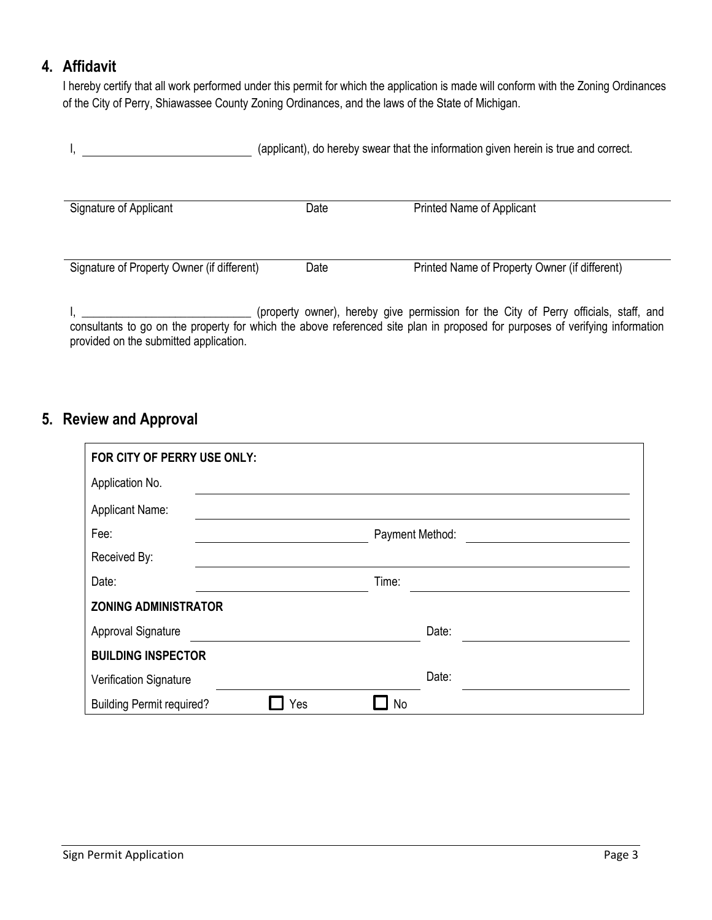## 4. Affidavit

I hereby certify that all work performed under this permit for which the application is made will conform with the Zoning Ordinances of the City of Perry, Shiawassee County Zoning Ordinances, and the laws of the State of Michigan.

I, ____________________________ (applicant), do hereby swear that the information given herein is true and correct.

| | | |
|---|---|---|
| Signature of Applicant | Date | Printed Name of Applicant |
| Signature of Property Owner (if different) | Date | Printed Name of Property Owner (if different) |

I, ____________________________ (property owner), hereby give permission for the City of Perry officials, staff, and consultants to go on the property for which the above referenced site plan in proposed for purposes of verifying information provided on the submitted application.

## 5. Review and Approval

| | | | |
|---|---|---|---|
| **FOR CITY OF PERRY USE ONLY:** | | | |
| Application No. | | | |
| Applicant Name: | | | |
| Fee: | | Payment Method: | |
| Received By: | | | |
| Date: | | Time: | |
| **ZONING ADMINISTRATOR** | | | |
| Approval Signature | | Date: | |
| **BUILDING INSPECTOR** | | | |
| Verification Signature | | Date: | |
| Building Permit required? | ☐ Yes | ☐ No | |